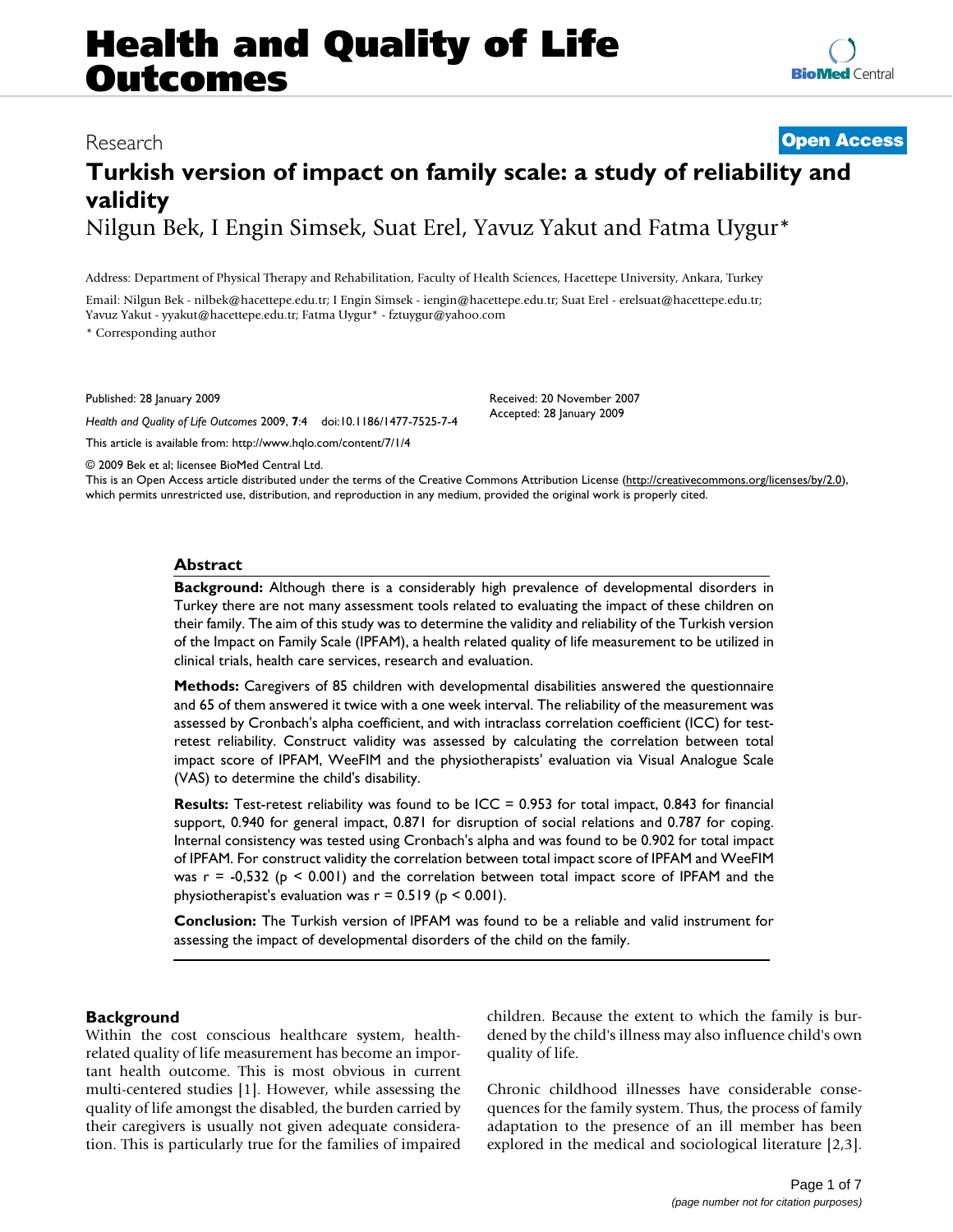# Health and Quality of Life Outcomes

Research

**Open Access**

# Turkish version of impact on family scale: a study of reliability and validity

Nilgun Bek, I Engin Simsek, Suat Erel, Yavuz Yakut and Fatma Uygur*

Address: Department of Physical Therapy and Rehabilitation, Faculty of Health Sciences, Hacettepe University, Ankara, Turkey

Email: Nilgun Bek - nilbek@hacettepe.edu.tr; I Engin Simsek - iengin@hacettepe.edu.tr; Suat Erel - erelsuat@hacettepe.edu.tr; Yavuz Yakut - yyakut@hacettepe.edu.tr; Fatma Uygur* - fztuygur@yahoo.com

* Corresponding author

Published: 28 January 2009

*Health and Quality of Life Outcomes* 2009, **7**:4 doi:10.1186/1477-7525-7-4

This article is available from: http://www.hqlo.com/content/7/1/4

Received: 20 November 2007
Accepted: 28 January 2009

© 2009 Bek et al; licensee BioMed Central Ltd.
This is an Open Access article distributed under the terms of the Creative Commons Attribution License (http://creativecommons.org/licenses/by/2.0), which permits unrestricted use, distribution, and reproduction in any medium, provided the original work is properly cited.

## Abstract

**Background:** Although there is a considerably high prevalence of developmental disorders in Turkey there are not many assessment tools related to evaluating the impact of these children on their family. The aim of this study was to determine the validity and reliability of the Turkish version of the Impact on Family Scale (IPFAM), a health related quality of life measurement to be utilized in clinical trials, health care services, research and evaluation.

**Methods:** Caregivers of 85 children with developmental disabilities answered the questionnaire and 65 of them answered it twice with a one week interval. The reliability of the measurement was assessed by Cronbach's alpha coefficient, and with intraclass correlation coefficient (ICC) for test-retest reliability. Construct validity was assessed by calculating the correlation between total impact score of IPFAM, WeeFIM and the physiotherapists' evaluation via Visual Analogue Scale (VAS) to determine the child's disability.

**Results:** Test-retest reliability was found to be ICC = 0.953 for total impact, 0.843 for financial support, 0.940 for general impact, 0.871 for disruption of social relations and 0.787 for coping. Internal consistency was tested using Cronbach's alpha and was found to be 0.902 for total impact of IPFAM. For construct validity the correlation between total impact score of IPFAM and WeeFIM was $r = -0{,}532$ ($p < 0.001$) and the correlation between total impact score of IPFAM and the physiotherapist's evaluation was $r = 0.519$ ($p < 0.001$).

**Conclusion:** The Turkish version of IPFAM was found to be a reliable and valid instrument for assessing the impact of developmental disorders of the child on the family.

## Background

Within the cost conscious healthcare system, health-related quality of life measurement has become an important health outcome. This is most obvious in current multi-centered studies [1]. However, while assessing the quality of life amongst the disabled, the burden carried by their caregivers is usually not given adequate consideration. This is particularly true for the families of impaired children. Because the extent to which the family is burdened by the child's illness may also influence child's own quality of life.

Chronic childhood illnesses have considerable consequences for the family system. Thus, the process of family adaptation to the presence of an ill member has been explored in the medical and sociological literature [2,3].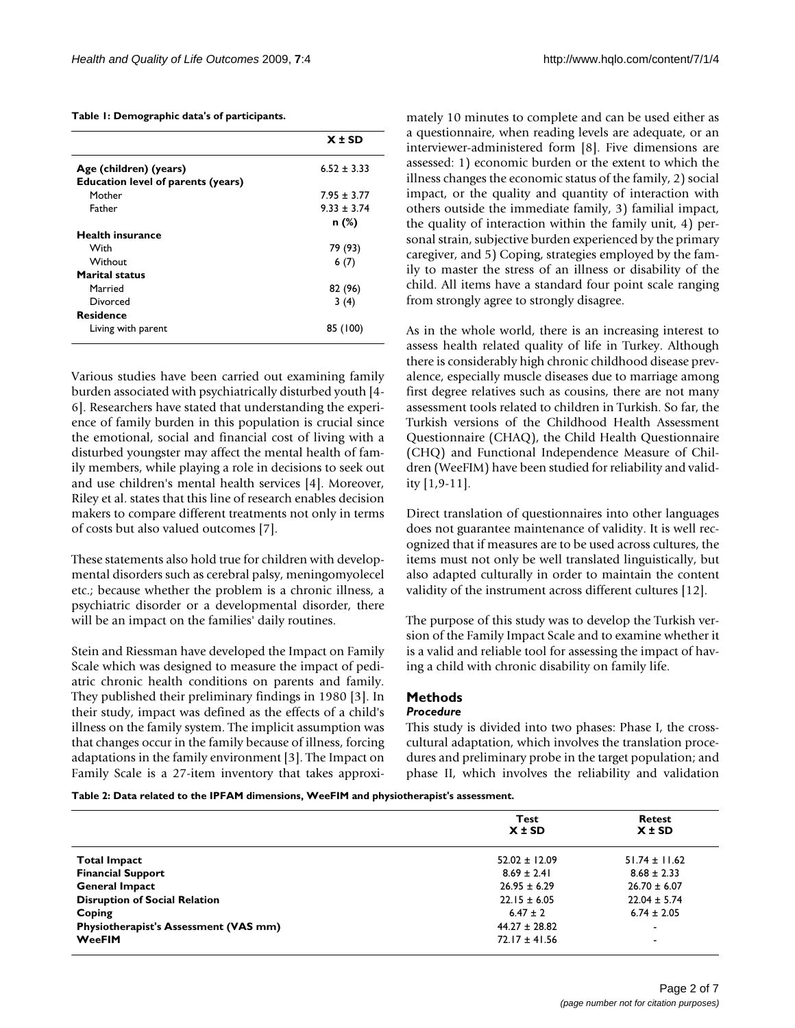**Table 1: Demographic data's of participants.**

| | X ± SD |
|---|---|
| **Age (children) (years)** | 6.52 ± 3.33 |
| **Education level of parents (years)** | |
| Mother | 7.95 ± 3.77 |
| Father | 9.33 ± 3.74 |
| | n (%) |
| **Health insurance** | |
| With | 79 (93) |
| Without | 6 (7) |
| **Marital status** | |
| Married | 82 (96) |
| Divorced | 3 (4) |
| **Residence** | |
| Living with parent | 85 (100) |

Various studies have been carried out examining family burden associated with psychiatrically disturbed youth [4-6]. Researchers have stated that understanding the experience of family burden in this population is crucial since the emotional, social and financial cost of living with a disturbed youngster may affect the mental health of family members, while playing a role in decisions to seek out and use children's mental health services [4]. Moreover, Riley et al. states that this line of research enables decision makers to compare different treatments not only in terms of costs but also valued outcomes [7].

These statements also hold true for children with developmental disorders such as cerebral palsy, meningomyelocel etc.; because whether the problem is a chronic illness, a psychiatric disorder or a developmental disorder, there will be an impact on the families' daily routines.

Stein and Riessman have developed the Impact on Family Scale which was designed to measure the impact of pediatric chronic health conditions on parents and family. They published their preliminary findings in 1980 [3]. In their study, impact was defined as the effects of a child's illness on the family system. The implicit assumption was that changes occur in the family because of illness, forcing adaptations in the family environment [3]. The Impact on Family Scale is a 27-item inventory that takes approximately 10 minutes to complete and can be used either as a questionnaire, when reading levels are adequate, or an interviewer-administered form [8]. Five dimensions are assessed: 1) economic burden or the extent to which the illness changes the economic status of the family, 2) social impact, or the quality and quantity of interaction with others outside the immediate family, 3) familial impact, the quality of interaction within the family unit, 4) personal strain, subjective burden experienced by the primary caregiver, and 5) Coping, strategies employed by the family to master the stress of an illness or disability of the child. All items have a standard four point scale ranging from strongly agree to strongly disagree.

As in the whole world, there is an increasing interest to assess health related quality of life in Turkey. Although there is considerably high chronic childhood disease prevalence, especially muscle diseases due to marriage among first degree relatives such as cousins, there are not many assessment tools related to children in Turkish. So far, the Turkish versions of the Childhood Health Assessment Questionnaire (CHAQ), the Child Health Questionnaire (CHQ) and Functional Independence Measure of Children (WeeFIM) have been studied for reliability and validity [1,9-11].

Direct translation of questionnaires into other languages does not guarantee maintenance of validity. It is well recognized that if measures are to be used across cultures, the items must not only be well translated linguistically, but also adapted culturally in order to maintain the content validity of the instrument across different cultures [12].

The purpose of this study was to develop the Turkish version of the Family Impact Scale and to examine whether it is a valid and reliable tool for assessing the impact of having a child with chronic disability on family life.

## Methods

### *Procedure*

This study is divided into two phases: Phase I, the cross-cultural adaptation, which involves the translation procedures and preliminary probe in the target population; and phase II, which involves the reliability and validation

**Table 2: Data related to the IPFAM dimensions, WeeFIM and physiotherapist's assessment.**

| | Test X ± SD | Retest X ± SD |
|---|---|---|
| **Total Impact** | 52.02 ± 12.09 | 51.74 ± 11.62 |
| **Financial Support** | 8.69 ± 2.41 | 8.68 ± 2.33 |
| **General Impact** | 26.95 ± 6.29 | 26.70 ± 6.07 |
| **Disruption of Social Relation** | 22.15 ± 6.05 | 22.04 ± 5.74 |
| **Coping** | 6.47 ± 2 | 6.74 ± 2.05 |
| **Physiotherapist's Assessment (VAS mm)** | 44.27 ± 28.82 | - |
| **WeeFIM** | 72.17 ± 41.56 | - |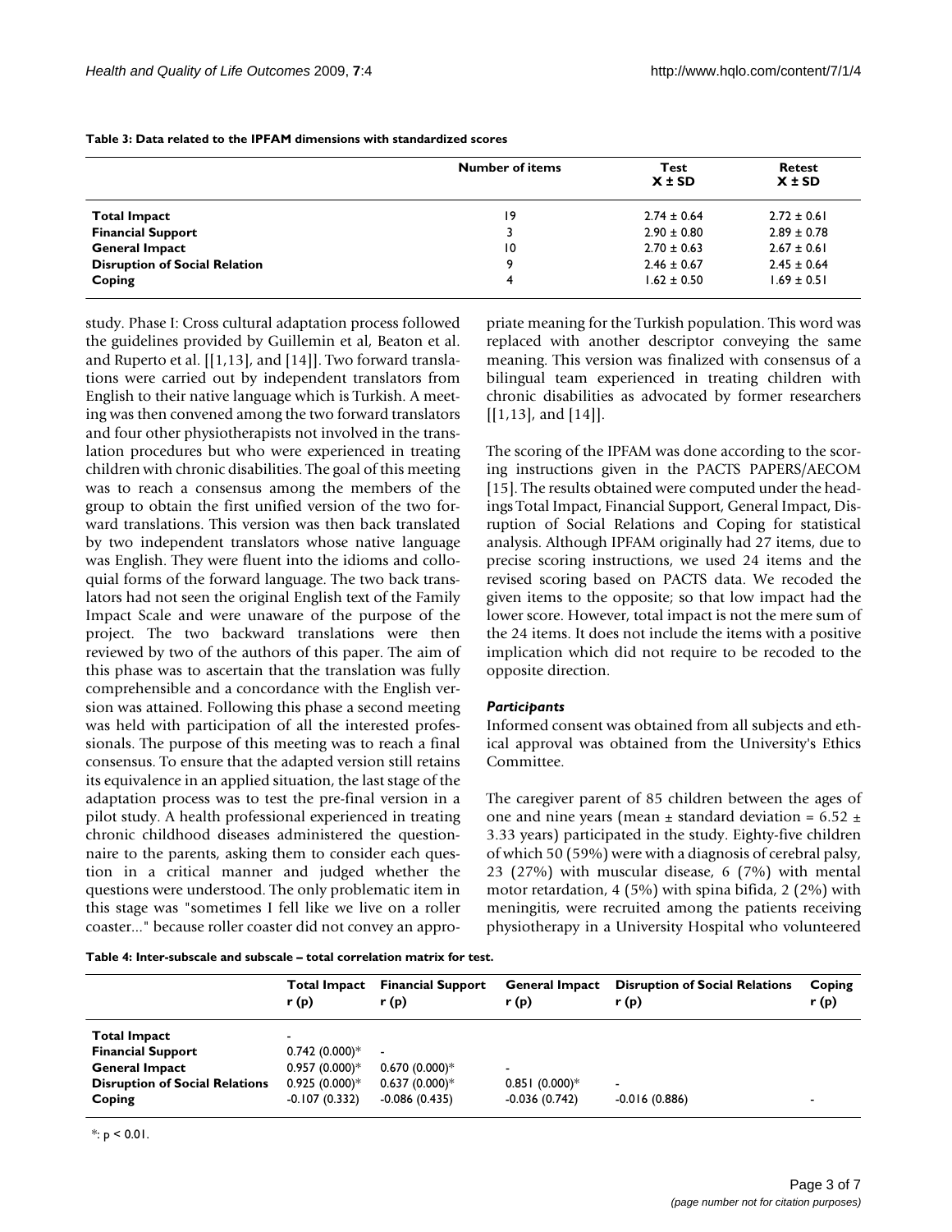**Table 3: Data related to the IPFAM dimensions with standardized scores**

| | Number of items | Test X ± SD | Retest X ± SD |
|---|---|---|---|
| **Total Impact** | 19 | 2.74 ± 0.64 | 2.72 ± 0.61 |
| **Financial Support** | 3 | 2.90 ± 0.80 | 2.89 ± 0.78 |
| **General Impact** | 10 | 2.70 ± 0.63 | 2.67 ± 0.61 |
| **Disruption of Social Relation** | 9 | 2.46 ± 0.67 | 2.45 ± 0.64 |
| **Coping** | 4 | 1.62 ± 0.50 | 1.69 ± 0.51 |

study. Phase I: Cross cultural adaptation process followed the guidelines provided by Guillemin et al, Beaton et al. and Ruperto et al. [[1,13], and [14]]. Two forward translations were carried out by independent translators from English to their native language which is Turkish. A meeting was then convened among the two forward translators and four other physiotherapists not involved in the translation procedures but who were experienced in treating children with chronic disabilities. The goal of this meeting was to reach a consensus among the members of the group to obtain the first unified version of the two forward translations. This version was then back translated by two independent translators whose native language was English. They were fluent into the idioms and colloquial forms of the forward language. The two back translators had not seen the original English text of the Family Impact Scale and were unaware of the purpose of the project. The two backward translations were then reviewed by two of the authors of this paper. The aim of this phase was to ascertain that the translation was fully comprehensible and a concordance with the English version was attained. Following this phase a second meeting was held with participation of all the interested professionals. The purpose of this meeting was to reach a final consensus. To ensure that the adapted version still retains its equivalence in an applied situation, the last stage of the adaptation process was to test the pre-final version in a pilot study. A health professional experienced in treating chronic childhood diseases administered the questionnaire to the parents, asking them to consider each question in a critical manner and judged whether the questions were understood. The only problematic item in this stage was "sometimes I fell like we live on a roller coaster..." because roller coaster did not convey an appropriate meaning for the Turkish population. This word was replaced with another descriptor conveying the same meaning. This version was finalized with consensus of a bilingual team experienced in treating children with chronic disabilities as advocated by former researchers [[1,13], and [14]].

The scoring of the IPFAM was done according to the scoring instructions given in the PACTS PAPERS/AECOM [15]. The results obtained were computed under the headings Total Impact, Financial Support, General Impact, Disruption of Social Relations and Coping for statistical analysis. Although IPFAM originally had 27 items, due to precise scoring instructions, we used 24 items and the revised scoring based on PACTS data. We recoded the given items to the opposite; so that low impact had the lower score. However, total impact is not the mere sum of the 24 items. It does not include the items with a positive implication which did not require to be recoded to the opposite direction.

### *Participants*

Informed consent was obtained from all subjects and ethical approval was obtained from the University's Ethics Committee.

The caregiver parent of 85 children between the ages of one and nine years (mean ± standard deviation = 6.52 ± 3.33 years) participated in the study. Eighty-five children of which 50 (59%) were with a diagnosis of cerebral palsy, 23 (27%) with muscular disease, 6 (7%) with mental motor retardation, 4 (5%) with spina bifida, 2 (2%) with meningitis, were recruited among the patients receiving physiotherapy in a University Hospital who volunteered

**Table 4: Inter-subscale and subscale – total correlation matrix for test.**

| | Total Impact r (p) | Financial Support r (p) | General Impact r (p) | Disruption of Social Relations r (p) | Coping r (p) |
|---|---|---|---|---|---|
| **Total Impact** | - | | | | |
| **Financial Support** | 0.742 (0.000)* | - | | | |
| **General Impact** | 0.957 (0.000)* | 0.670 (0.000)* | - | | |
| **Disruption of Social Relations** | 0.925 (0.000)* | 0.637 (0.000)* | 0.851 (0.000)* | - | |
| **Coping** | -0.107 (0.332) | -0.086 (0.435) | -0.036 (0.742) | -0.016 (0.886) | - |

*: $p < 0.01$.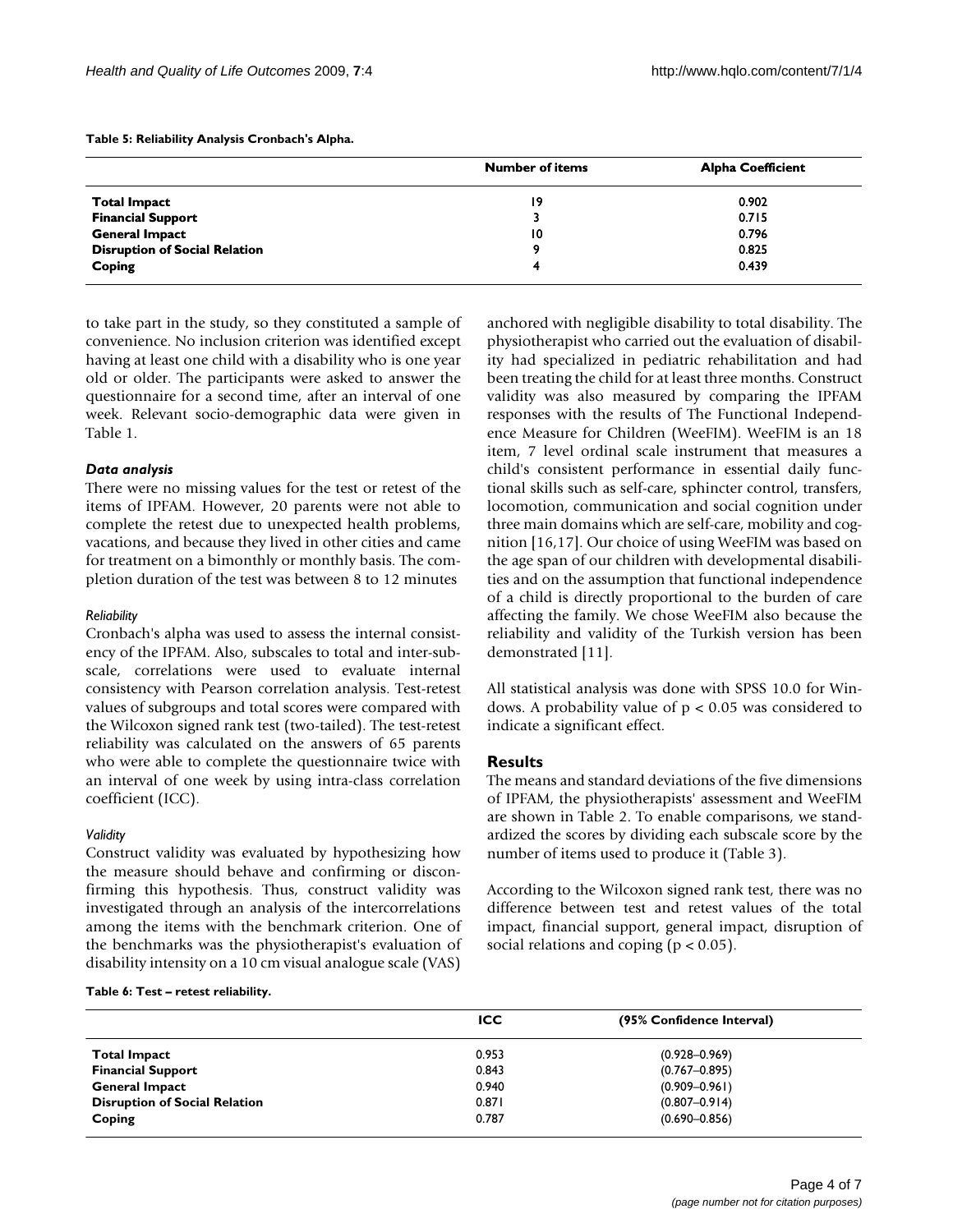**Table 5: Reliability Analysis Cronbach's Alpha.**

| | Number of items | Alpha Coefficient |
|---|---|---|
| **Total Impact** | 19 | 0.902 |
| **Financial Support** | 3 | 0.715 |
| **General Impact** | 10 | 0.796 |
| **Disruption of Social Relation** | 9 | 0.825 |
| **Coping** | 4 | 0.439 |

to take part in the study, so they constituted a sample of convenience. No inclusion criterion was identified except having at least one child with a disability who is one year old or older. The participants were asked to answer the questionnaire for a second time, after an interval of one week. Relevant socio-demographic data were given in Table 1.

### *Data analysis*

There were no missing values for the test or retest of the items of IPFAM. However, 20 parents were not able to complete the retest due to unexpected health problems, vacations, and because they lived in other cities and came for treatment on a bimonthly or monthly basis. The completion duration of the test was between 8 to 12 minutes

#### *Reliability*

Cronbach's alpha was used to assess the internal consistency of the IPFAM. Also, subscales to total and inter-subscale, correlations were used to evaluate internal consistency with Pearson correlation analysis. Test-retest values of subgroups and total scores were compared with the Wilcoxon signed rank test (two-tailed). The test-retest reliability was calculated on the answers of 65 parents who were able to complete the questionnaire twice with an interval of one week by using intra-class correlation coefficient (ICC).

#### *Validity*

Construct validity was evaluated by hypothesizing how the measure should behave and confirming or disconfirming this hypothesis. Thus, construct validity was investigated through an analysis of the intercorrelations among the items with the benchmark criterion. One of the benchmarks was the physiotherapist's evaluation of disability intensity on a 10 cm visual analogue scale (VAS) anchored with negligible disability to total disability. The physiotherapist who carried out the evaluation of disability had specialized in pediatric rehabilitation and had been treating the child for at least three months. Construct validity was also measured by comparing the IPFAM responses with the results of The Functional Independence Measure for Children (WeeFIM). WeeFIM is an 18 item, 7 level ordinal scale instrument that measures a child's consistent performance in essential daily functional skills such as self-care, sphincter control, transfers, locomotion, communication and social cognition under three main domains which are self-care, mobility and cognition [16,17]. Our choice of using WeeFIM was based on the age span of our children with developmental disabilities and on the assumption that functional independence of a child is directly proportional to the burden of care affecting the family. We chose WeeFIM also because the reliability and validity of the Turkish version has been demonstrated [11].

All statistical analysis was done with SPSS 10.0 for Windows. A probability value of $p < 0.05$ was considered to indicate a significant effect.

## Results

The means and standard deviations of the five dimensions of IPFAM, the physiotherapists' assessment and WeeFIM are shown in Table 2. To enable comparisons, we standardized the scores by dividing each subscale score by the number of items used to produce it (Table 3).

According to the Wilcoxon signed rank test, there was no difference between test and retest values of the total impact, financial support, general impact, disruption of social relations and coping ($p < 0.05$).

**Table 6: Test – retest reliability.**

| | ICC | (95% Confidence Interval) |
|---|---|---|
| **Total Impact** | 0.953 | (0.928–0.969) |
| **Financial Support** | 0.843 | (0.767–0.895) |
| **General Impact** | 0.940 | (0.909–0.961) |
| **Disruption of Social Relation** | 0.871 | (0.807–0.914) |
| **Coping** | 0.787 | (0.690–0.856) |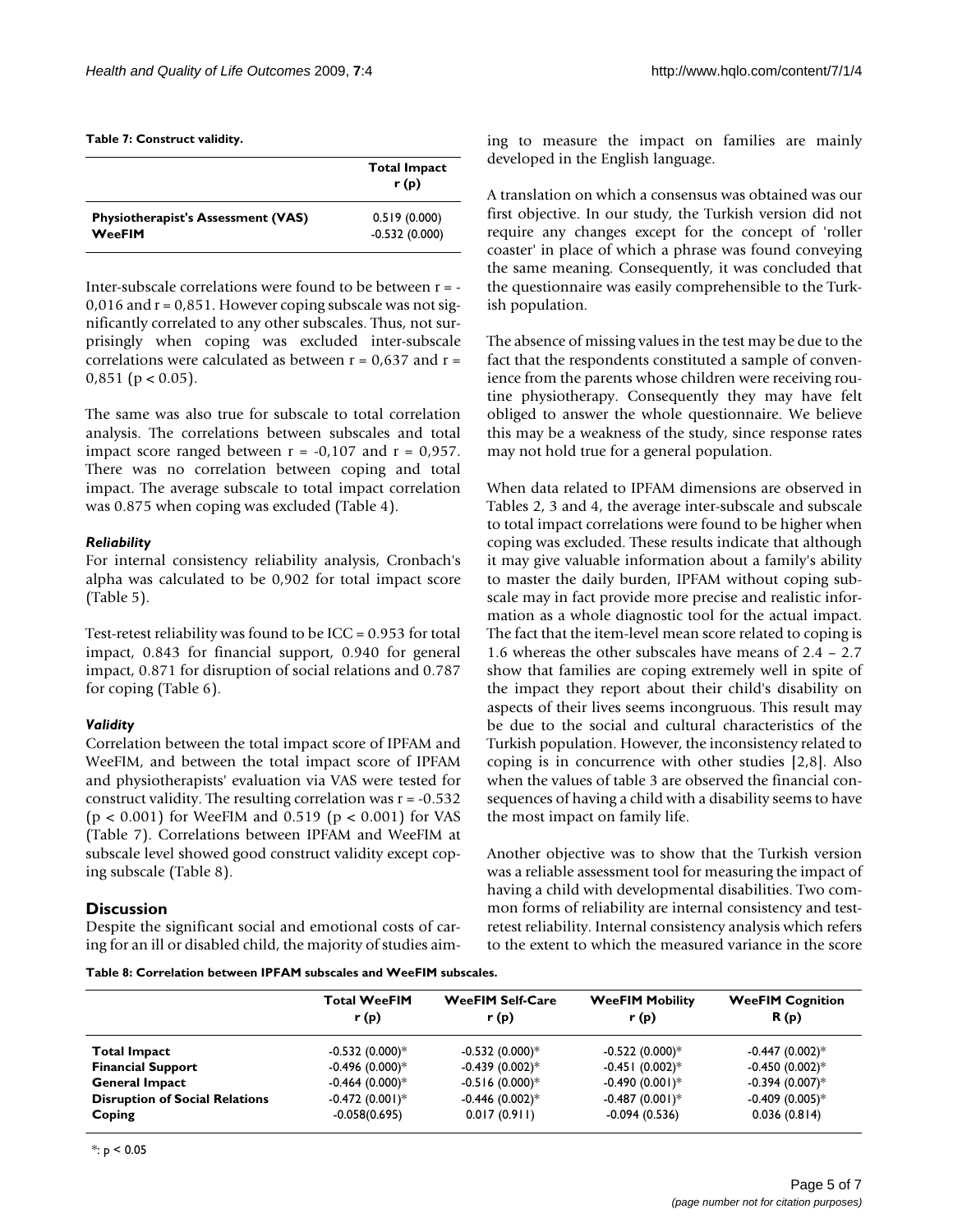**Table 7: Construct validity.**

| | Total Impact r (p) |
|---|---|
| **Physiotherapist's Assessment (VAS)** | 0.519 (0.000) |
| **WeeFIM** | -0.532 (0.000) |

Inter-subscale correlations were found to be between r = -0,016 and r = 0,851. However coping subscale was not significantly correlated to any other subscales. Thus, not surprisingly when coping was excluded inter-subscale correlations were calculated as between r = 0,637 and r = 0,851 ($p < 0.05$).

The same was also true for subscale to total correlation analysis. The correlations between subscales and total impact score ranged between r = -0,107 and r = 0,957. There was no correlation between coping and total impact. The average subscale to total impact correlation was 0.875 when coping was excluded (Table 4).

### *Reliability*

For internal consistency reliability analysis, Cronbach's alpha was calculated to be 0,902 for total impact score (Table 5).

Test-retest reliability was found to be ICC = 0.953 for total impact, 0.843 for financial support, 0.940 for general impact, 0.871 for disruption of social relations and 0.787 for coping (Table 6).

### *Validity*

Correlation between the total impact score of IPFAM and WeeFIM, and between the total impact score of IPFAM and physiotherapists' evaluation via VAS were tested for construct validity. The resulting correlation was r = -0.532 ($p < 0.001$) for WeeFIM and 0.519 ($p < 0.001$) for VAS (Table 7). Correlations between IPFAM and WeeFIM at subscale level showed good construct validity except coping subscale (Table 8).

## Discussion

Despite the significant social and emotional costs of caring for an ill or disabled child, the majority of studies aiming to measure the impact on families are mainly developed in the English language.

A translation on which a consensus was obtained was our first objective. In our study, the Turkish version did not require any changes except for the concept of 'roller coaster' in place of which a phrase was found conveying the same meaning. Consequently, it was concluded that the questionnaire was easily comprehensible to the Turkish population.

The absence of missing values in the test may be due to the fact that the respondents constituted a sample of convenience from the parents whose children were receiving routine physiotherapy. Consequently they may have felt obliged to answer the whole questionnaire. We believe this may be a weakness of the study, since response rates may not hold true for a general population.

When data related to IPFAM dimensions are observed in Tables 2, 3 and 4, the average inter-subscale and subscale to total impact correlations were found to be higher when coping was excluded. These results indicate that although it may give valuable information about a family's ability to master the daily burden, IPFAM without coping subscale may in fact provide more precise and realistic information as a whole diagnostic tool for the actual impact. The fact that the item-level mean score related to coping is 1.6 whereas the other subscales have means of 2.4 – 2.7 show that families are coping extremely well in spite of the impact they report about their child's disability on aspects of their lives seems incongruous. This result may be due to the social and cultural characteristics of the Turkish population. However, the inconsistency related to coping is in concurrence with other studies [2,8]. Also when the values of table 3 are observed the financial consequences of having a child with a disability seems to have the most impact on family life.

Another objective was to show that the Turkish version was a reliable assessment tool for measuring the impact of having a child with developmental disabilities. Two common forms of reliability are internal consistency and test-retest reliability. Internal consistency analysis which refers to the extent to which the measured variance in the score

**Table 8: Correlation between IPFAM subscales and WeeFIM subscales.**

| | Total WeeFIM r (p) | WeeFIM Self-Care r (p) | WeeFIM Mobility r (p) | WeeFIM Cognition R (p) |
|---|---|---|---|---|
| **Total Impact** | -0.532 (0.000)* | -0.532 (0.000)* | -0.522 (0.000)* | -0.447 (0.002)* |
| **Financial Support** | -0.496 (0.000)* | -0.439 (0.002)* | -0.451 (0.002)* | -0.450 (0.002)* |
| **General Impact** | -0.464 (0.000)* | -0.516 (0.000)* | -0.490 (0.001)* | -0.394 (0.007)* |
| **Disruption of Social Relations** | -0.472 (0.001)* | -0.446 (0.002)* | -0.487 (0.001)* | -0.409 (0.005)* |
| **Coping** | -0.058(0.695) | 0.017 (0.911) | -0.094 (0.536) | 0.036 (0.814) |

*: $p < 0.05$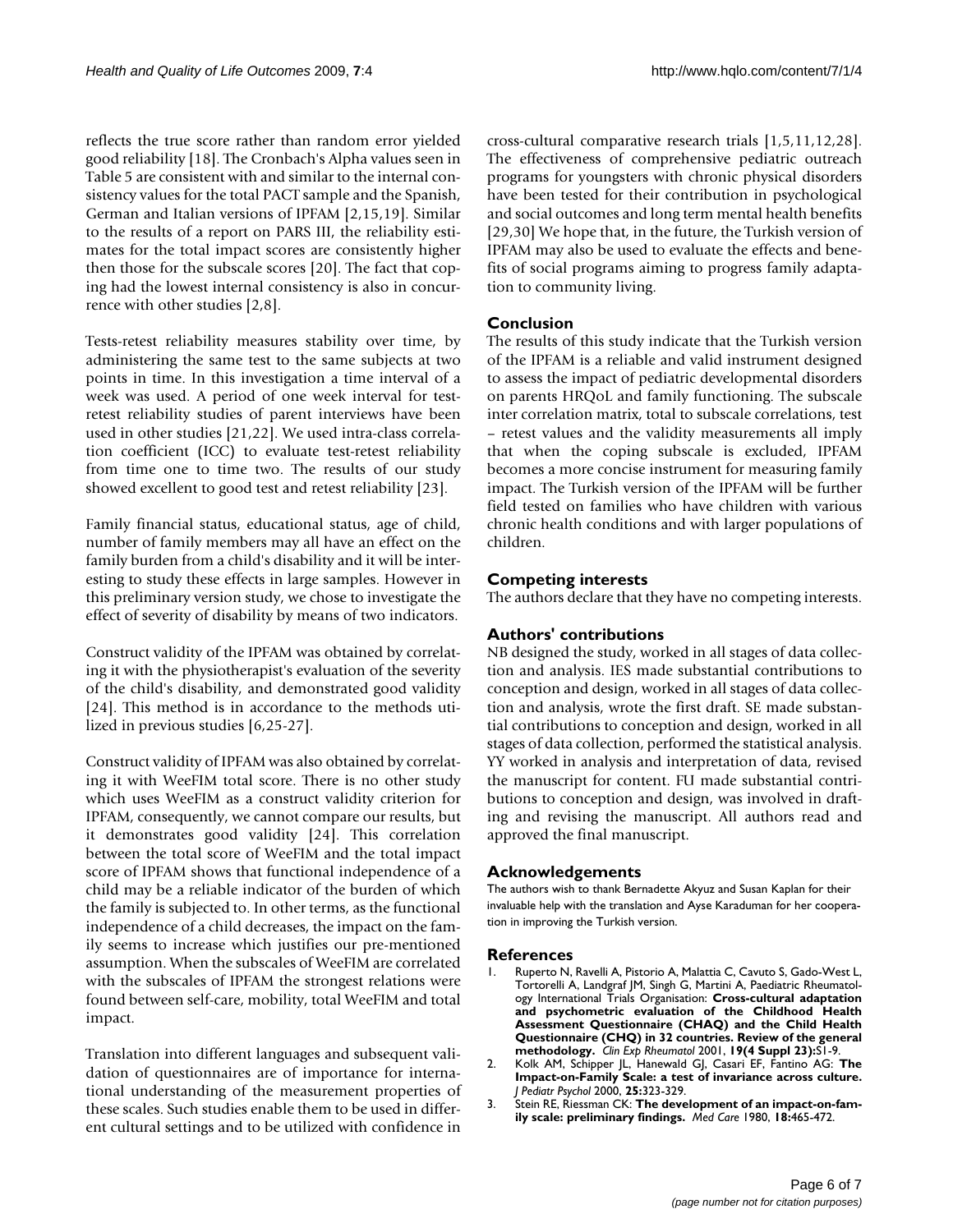reflects the true score rather than random error yielded good reliability [18]. The Cronbach's Alpha values seen in Table 5 are consistent with and similar to the internal consistency values for the total PACT sample and the Spanish, German and Italian versions of IPFAM [2,15,19]. Similar to the results of a report on PARS III, the reliability estimates for the total impact scores are consistently higher then those for the subscale scores [20]. The fact that coping had the lowest internal consistency is also in concurrence with other studies [2,8].

Tests-retest reliability measures stability over time, by administering the same test to the same subjects at two points in time. In this investigation a time interval of a week was used. A period of one week interval for test-retest reliability studies of parent interviews have been used in other studies [21,22]. We used intra-class correlation coefficient (ICC) to evaluate test-retest reliability from time one to time two. The results of our study showed excellent to good test and retest reliability [23].

Family financial status, educational status, age of child, number of family members may all have an effect on the family burden from a child's disability and it will be interesting to study these effects in large samples. However in this preliminary version study, we chose to investigate the effect of severity of disability by means of two indicators.

Construct validity of the IPFAM was obtained by correlating it with the physiotherapist's evaluation of the severity of the child's disability, and demonstrated good validity [24]. This method is in accordance to the methods utilized in previous studies [6,25-27].

Construct validity of IPFAM was also obtained by correlating it with WeeFIM total score. There is no other study which uses WeeFIM as a construct validity criterion for IPFAM, consequently, we cannot compare our results, but it demonstrates good validity [24]. This correlation between the total score of WeeFIM and the total impact score of IPFAM shows that functional independence of a child may be a reliable indicator of the burden of which the family is subjected to. In other terms, as the functional independence of a child decreases, the impact on the family seems to increase which justifies our pre-mentioned assumption. When the subscales of WeeFIM are correlated with the subscales of IPFAM the strongest relations were found between self-care, mobility, total WeeFIM and total impact.

Translation into different languages and subsequent validation of questionnaires are of importance for international understanding of the measurement properties of these scales. Such studies enable them to be used in different cultural settings and to be utilized with confidence in cross-cultural comparative research trials [1,5,11,12,28]. The effectiveness of comprehensive pediatric outreach programs for youngsters with chronic physical disorders have been tested for their contribution in psychological and social outcomes and long term mental health benefits [29,30] We hope that, in the future, the Turkish version of IPFAM may also be used to evaluate the effects and benefits of social programs aiming to progress family adaptation to community living.

## Conclusion

The results of this study indicate that the Turkish version of the IPFAM is a reliable and valid instrument designed to assess the impact of pediatric developmental disorders on parents HRQoL and family functioning. The subscale inter correlation matrix, total to subscale correlations, test – retest values and the validity measurements all imply that when the coping subscale is excluded, IPFAM becomes a more concise instrument for measuring family impact. The Turkish version of the IPFAM will be further field tested on families who have children with various chronic health conditions and with larger populations of children.

## Competing interests

The authors declare that they have no competing interests.

## Authors' contributions

NB designed the study, worked in all stages of data collection and analysis. IES made substantial contributions to conception and design, worked in all stages of data collection and analysis, wrote the first draft. SE made substantial contributions to conception and design, worked in all stages of data collection, performed the statistical analysis. YY worked in analysis and interpretation of data, revised the manuscript for content. FU made substantial contributions to conception and design, was involved in drafting and revising the manuscript. All authors read and approved the final manuscript.

## Acknowledgements

The authors wish to thank Bernadette Akyuz and Susan Kaplan for their invaluable help with the translation and Ayse Karaduman for her cooperation in improving the Turkish version.

## References

1. Ruperto N, Ravelli A, Pistorio A, Malattia C, Cavuto S, Gado-West L, Tortorelli A, Landgraf JM, Singh G, Martini A, Paediatric Rheumatology International Trials Organisation: **Cross-cultural adaptation and psychometric evaluation of the Childhood Health Assessment Questionnaire (CHAQ) and the Child Health Questionnaire (CHQ) in 32 countries. Review of the general methodology.** *Clin Exp Rheumatol* 2001, **19(4 Suppl 23):**S1-9.
2. Kolk AM, Schipper JL, Hanewald GJ, Casari EF, Fantino AG: **The Impact-on-Family Scale: a test of invariance across culture.** *J Pediatr Psychol* 2000, **25:**323-329.
3. Stein RE, Riessman CK: **The development of an impact-on-family scale: preliminary findings.** *Med Care* 1980, **18:**465-472.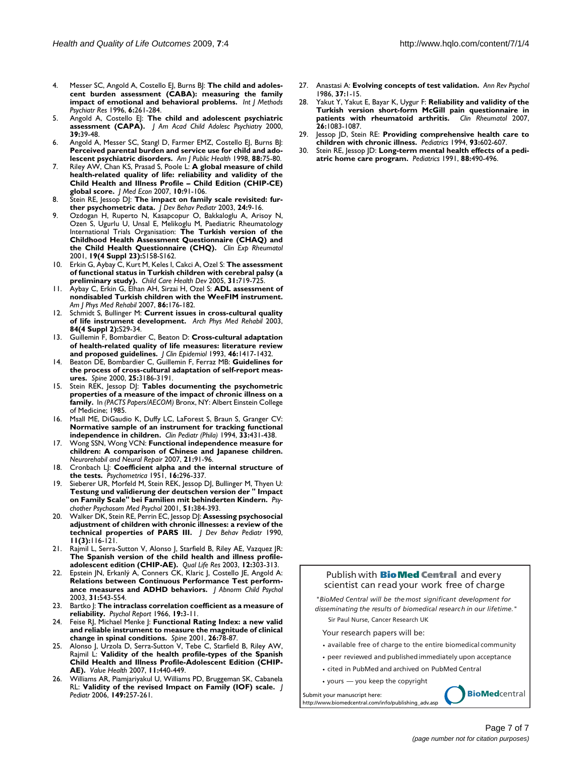4. Messer SC, Angold A, Costello EJ, Burns BJ: **The child and adolescent burden assessment (CABA): measuring the family impact of emotional and behavioral problems.** *Int J Methods Psychiatr Res* 1996, **6:**261-284.
5. Angold A, Costello EJ: **The child and adolescent psychiatric assessment (CAPA).** *J Am Acad Child Adolesc Psychiatry* 2000, **39:**39-48.
6. Angold A, Messer SC, Stangl D, Farmer EMZ, Costello EJ, Burns BJ: **Perceived parental burden and service use for child and adolescent psychiatric disorders.** *Am J Public Health* 1998, **88:**75-80.
7. Riley AW, Chan KS, Prasad S, Poole L: **A global measure of child health-related quality of life: reliability and validity of the Child Health and Illness Profile – Child Edition (CHIP-CE) global score.** *J Med Econ* 2007, **10:**91-106.
8. Stein RE, Jessop DJ: **The impact on family scale revisited: further psychometric data.** *J Dev Behav Pediatr* 2003, **24:**9-16.
9. Ozdogan H, Ruperto N, Kasapcopur O, Bakkaloglu A, Arisoy N, Ozen S, Ugurlu U, Unsal E, Melikoglu M, Paediatric Rheumatology International Trials Organisation: **The Turkish version of the Childhood Health Assessment Questionnaire (CHAQ) and the Child Health Questionnaire (CHQ).** *Clin Exp Rheumatol* 2001, **19(4 Suppl 23):**S158-S162.
10. Erkin G, Aybay C, Kurt M, Keles I, Cakci A, Ozel S: **The assessment of functional status in Turkish children with cerebral palsy (a preliminary study).** *Child Care Health Dev* 2005, **31:**719-725.
11. Aybay C, Erkin G, Elhan AH, Sirzai H, Ozel S: **ADL assessment of nondisabled Turkish children with the WeeFIM instrument.** *Am J Phys Med Rehabil* 2007, **86:**176-182.
12. Schmidt S, Bullinger M: **Current issues in cross-cultural quality of life instrument development.** *Arch Phys Med Rehabil* 2003, **84(4 Suppl 2):**S29-34.
13. Guillemin F, Bombardier C, Beaton D: **Cross-cultural adaptation of health-related quality of life measures: literature review and proposed guidelines.** *J Clin Epidemiol* 1993, **46:**1417-1432.
14. Beaton DE, Bombardier C, Guillemin F, Ferraz MB: **Guidelines for the process of cross-cultural adaptation of self-report measures.** *Spine* 2000, **25:**3186-3191.
15. Stein REK, Jessop DJ: **Tables documenting the psychometric properties of a measure of the impact of chronic illness on a family.** In *(PACTS Papers/AECOM)* Bronx, NY: Albert Einstein College of Medicine; 1985.
16. Msall ME, DiGaudio K, Duffy LC, LaForest S, Braun S, Granger CV: **Normative sample of an instrument for tracking functional independence in children.** *Clin Pediatr (Phila)* 1994, **33:**431-438.
17. Wong SSN, Wong VCN: **Functional independence measure for children: A comparison of Chinese and Japanese children.** *Neurorehabil and Neural Repair* 2007, **21:**91-96.
18. Cronbach LJ: **Coefficient alpha and the internal structure of the tests.** *Psychometrica* 1951, **16:**296-337.
19. Sieberer UR, Morfeld M, Stein REK, Jessop DJ, Bullinger M, Thyen U: **Testung und validierung der deutschen version der " Impact on Family Scale" bei Familien mit behinderten Kindern.** *Psychother Psychosom Med Psychol* 2001, **51:**384-393.
20. Walker DK, Stein RE, Perrin EC, Jessop DJ: **Assessing psychosocial adjustment of children with chronic illnesses: a review of the technical properties of PARS III.** *J Dev Behav Pediatr* 1990, **11(3):**116-121.
21. Rajmil L, Serra-Sutton V, Alonso J, Starfield B, Riley AE, Vazquez JR: **The Spanish version of the child health and illness profile-adolescent edition (CHIP-AE).** *Qual Life Res* 2003, **12:**303-313.
22. Epstein JN, Erkanlý A, Conners CK, Klaric J, Costello JE, Angold A: **Relations between Continuous Performance Test performance measures and ADHD behaviors.** *J Abnorm Child Psychol* 2003, **31:**543-554.
23. Bartko J: **The intraclass correlation coefficient as a measure of reliability.** *Psychol Report* 1966, **19:**3-11.
24. Feise RJ, Michael Menke J: **Functional Rating Index: a new valid and reliable instrument to measure the magnitude of clinical change in spinal conditions.** *Spine* 2001, **26:**78-87.
25. Alonso J, Urzola D, Serra-Sutton V, Tebe C, Starfield B, Riley AW, Rajmil L: **Validity of the health profile-types of the Spanish Child Health and Illness Profile-Adolescent Edition (CHIP-AE).** *Value Health* 2007, **11:**440-449.
26. Williams AR, Piamjariyakul U, Williams PD, Bruggeman SK, Cabanela RL: **Validity of the revised Impact on Family (IOF) scale.** *J Pediatr* 2006, **149:**257-261.
27. Anastasi A: **Evolving concepts of test validation.** *Ann Rev Psychol* 1986, **37:**1-15.
28. Yakut Y, Yakut E, Bayar K, Uygur F: **Reliability and validity of the Turkish version short-form McGill pain questionnaire in patients with rheumatoid arthritis.** *Clin Rheumatol* 2007, **26:**1083-1087.
29. Jessop JD, Stein RE: **Providing comprehensive health care to children with chronic illness.** *Pediatrics* 1994, **93:**602-607.
30. Stein RE, Jessop JD: **Long-term mental health effects of a pediatric home care program.** *Pediatrics* 1991, **88:**490-496.

Publish with **BioMed Central** and every scientist can read your work free of charge

*"BioMed Central will be the most significant development for disseminating the results of biomedical research in our lifetime."*
Sir Paul Nurse, Cancer Research UK

Your research papers will be:

- available free of charge to the entire biomedical community
- peer reviewed and published immediately upon acceptance
- cited in PubMed and archived on PubMed Central
- yours — you keep the copyright

Submit your manuscript here:
http://www.biomedcentral.com/info/publishing_adv.asp

BioMedcentral